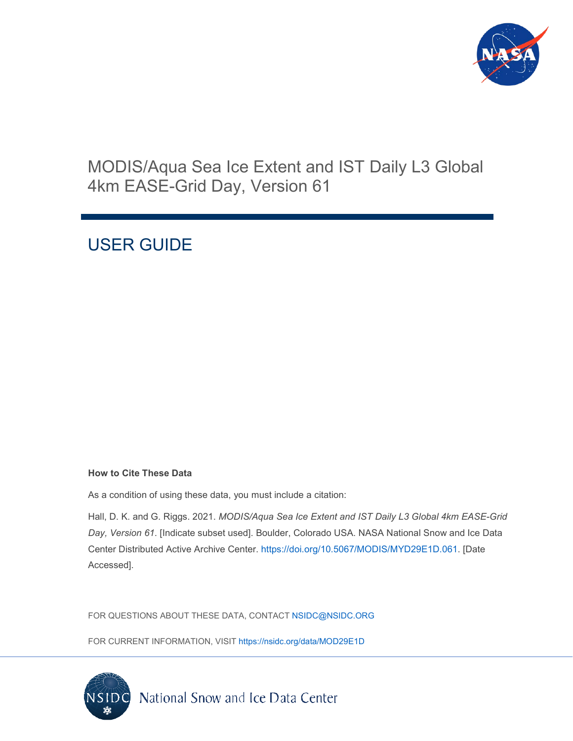# MODIS/Aqua Sea Ice Extent and IST Daily L3 Global 4km EASE-Grid Day, Version 61

## USER GUIDE

**How to Cite These Data**

As a condition of using these data, you must include a citation:

Hall, D. K. and G. Riggs. 2021. *MODIS/Aqua Sea Ice Extent and IST Daily L3 Global 4km EASE-Grid Day, Version 61*. [Indicate subset used]. Boulder, Colorado USA. NASA National Snow and Ice Data Center Distributed Active Archive Center. https://doi.org/10.5067/MODIS/MYD29E1D.061. [Date Accessed].

FOR QUESTIONS ABOUT THESE DATA, CONTACT NSIDC@NSIDC.ORG

FOR CURRENT INFORMATION, VISIT https://nsidc.org/data/MOD29E1D

National Snow and Ice Data Center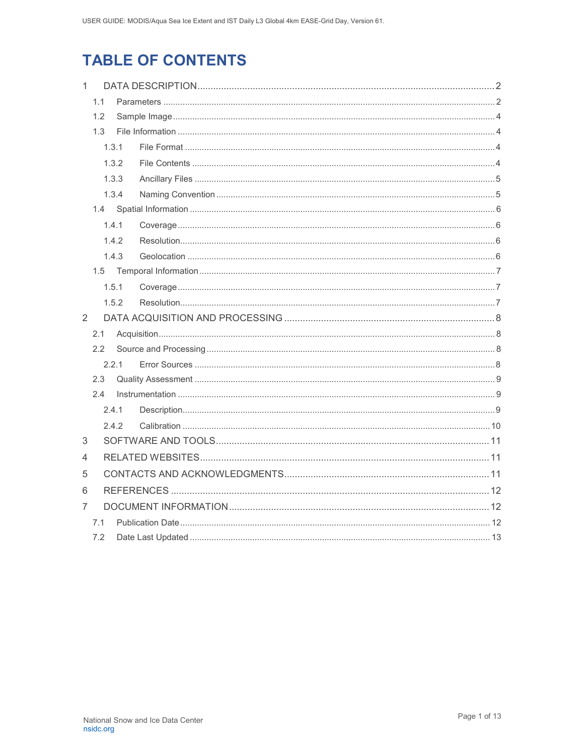# TABLE OF CONTENTS

1 DATA DESCRIPTION ..... 2
 1.1 Parameters ..... 2
 1.2 Sample Image ..... 4
 1.3 File Information ..... 4
  1.3.1 File Format ..... 4
  1.3.2 File Contents ..... 4
  1.3.3 Ancillary Files ..... 5
  1.3.4 Naming Convention ..... 5
 1.4 Spatial Information ..... 6
  1.4.1 Coverage ..... 6
  1.4.2 Resolution ..... 6
  1.4.3 Geolocation ..... 6
 1.5 Temporal Information ..... 7
  1.5.1 Coverage ..... 7
  1.5.2 Resolution ..... 7
2 DATA ACQUISITION AND PROCESSING ..... 8
 2.1 Acquisition ..... 8
 2.2 Source and Processing ..... 8
  2.2.1 Error Sources ..... 8
 2.3 Quality Assessment ..... 9
 2.4 Instrumentation ..... 9
  2.4.1 Description ..... 9
  2.4.2 Calibration ..... 10
3 SOFTWARE AND TOOLS ..... 11
4 RELATED WEBSITES ..... 11
5 CONTACTS AND ACKNOWLEDGMENTS ..... 11
6 REFERENCES ..... 12
7 DOCUMENT INFORMATION ..... 12
 7.1 Publication Date ..... 12
 7.2 Date Last Updated ..... 13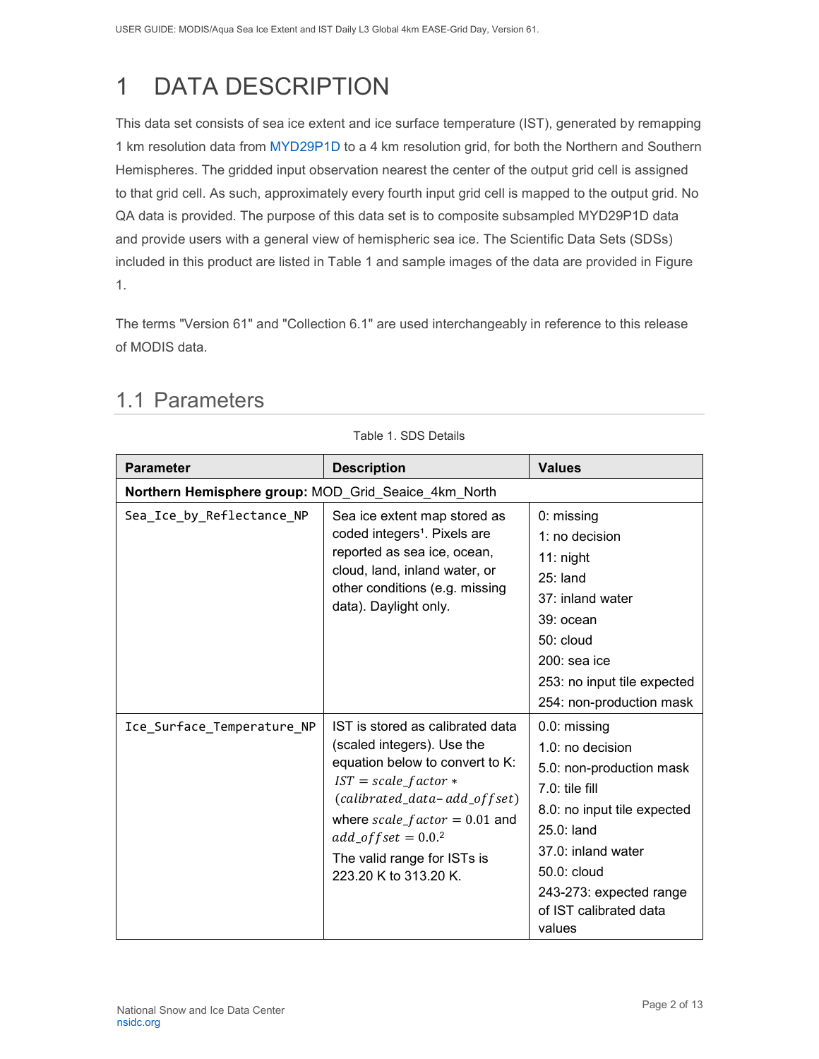// Header omitted.

# 1 DATA DESCRIPTION

This data set consists of sea ice extent and ice surface temperature (IST), generated by remapping 1 km resolution data from MYD29P1D to a 4 km resolution grid, for both the Northern and Southern Hemispheres. The gridded input observation nearest the center of the output grid cell is assigned to that grid cell. As such, approximately every fourth input grid cell is mapped to the output grid. No QA data is provided. The purpose of this data set is to composite subsampled MYD29P1D data and provide users with a general view of hemispheric sea ice. The Scientific Data Sets (SDSs) included in this product are listed in Table 1 and sample images of the data are provided in Figure 1.

The terms "Version 61" and "Collection 6.1" are used interchangeably in reference to this release of MODIS data.

## 1.1 Parameters

Table 1. SDS Details

| Parameter | Description | Values |
|---|---|---|
| **Northern Hemisphere group:** MOD_Grid_Seaice_4km_North | | |
| `Sea_Ice_by_Reflectance_NP` | Sea ice extent map stored as coded integers[1]. Pixels are reported as sea ice, ocean, cloud, land, inland water, or other conditions (e.g. missing data). Daylight only. | 0: missing<br>1: no decision<br>11: night<br>25: land<br>37: inland water<br>39: ocean<br>50: cloud<br>200: sea ice<br>253: no input tile expected<br>254: non-production mask |
| `Ice_Surface_Temperature_NP` | IST is stored as calibrated data (scaled integers). Use the equation below to convert to K: $IST = scale\_factor * (calibrated\_data - add\_offset)$ where $scale\_factor = 0.01$ and $add\_offset = 0.0$.[2] The valid range for ISTs is 223.20 K to 313.20 K. | 0.0: missing<br>1.0: no decision<br>5.0: non-production mask<br>7.0: tile fill<br>8.0: no input tile expected<br>25.0: land<br>37.0: inland water<br>50.0: cloud<br>243-273: expected range of IST calibrated data values |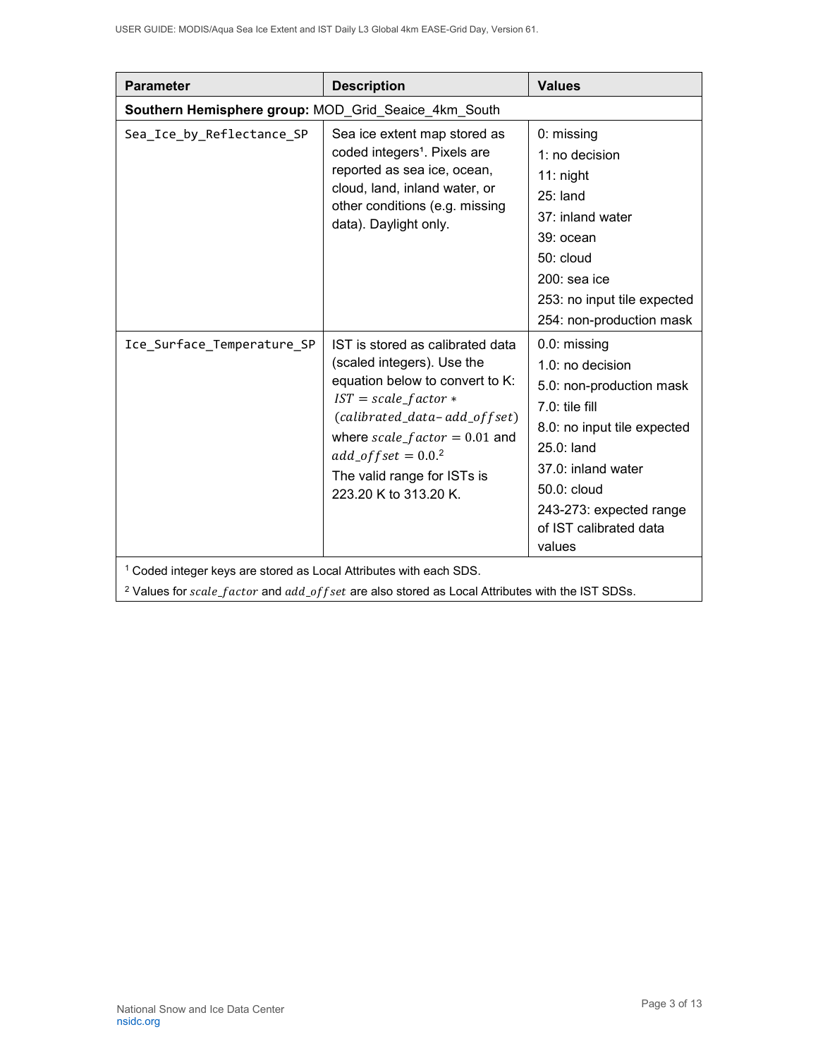| Parameter | Description | Values |
|---|---|---|
| **Southern Hemisphere group:** MOD_Grid_Seaice_4km_South | | |
| `Sea_Ice_by_Reflectance_SP` | Sea ice extent map stored as coded integers[1]. Pixels are reported as sea ice, ocean, cloud, land, inland water, or other conditions (e.g. missing data). Daylight only. | 0: missing<br>1: no decision<br>11: night<br>25: land<br>37: inland water<br>39: ocean<br>50: cloud<br>200: sea ice<br>253: no input tile expected<br>254: non-production mask |
| `Ice_Surface_Temperature_SP` | IST is stored as calibrated data (scaled integers). Use the equation below to convert to K: $IST = scale\_factor * (calibrated\_data - add\_offset)$ where $scale\_factor = 0.01$ and $add\_offset = 0.0$.[2] The valid range for ISTs is 223.20 K to 313.20 K. | 0.0: missing<br>1.0: no decision<br>5.0: non-production mask<br>7.0: tile fill<br>8.0: no input tile expected<br>25.0: land<br>37.0: inland water<br>50.0: cloud<br>243-273: expected range of IST calibrated data values |

[1] Coded integer keys are stored as Local Attributes with each SDS.

[2] Values for $scale\_factor$ and $add\_offset$ are also stored as Local Attributes with the IST SDSs.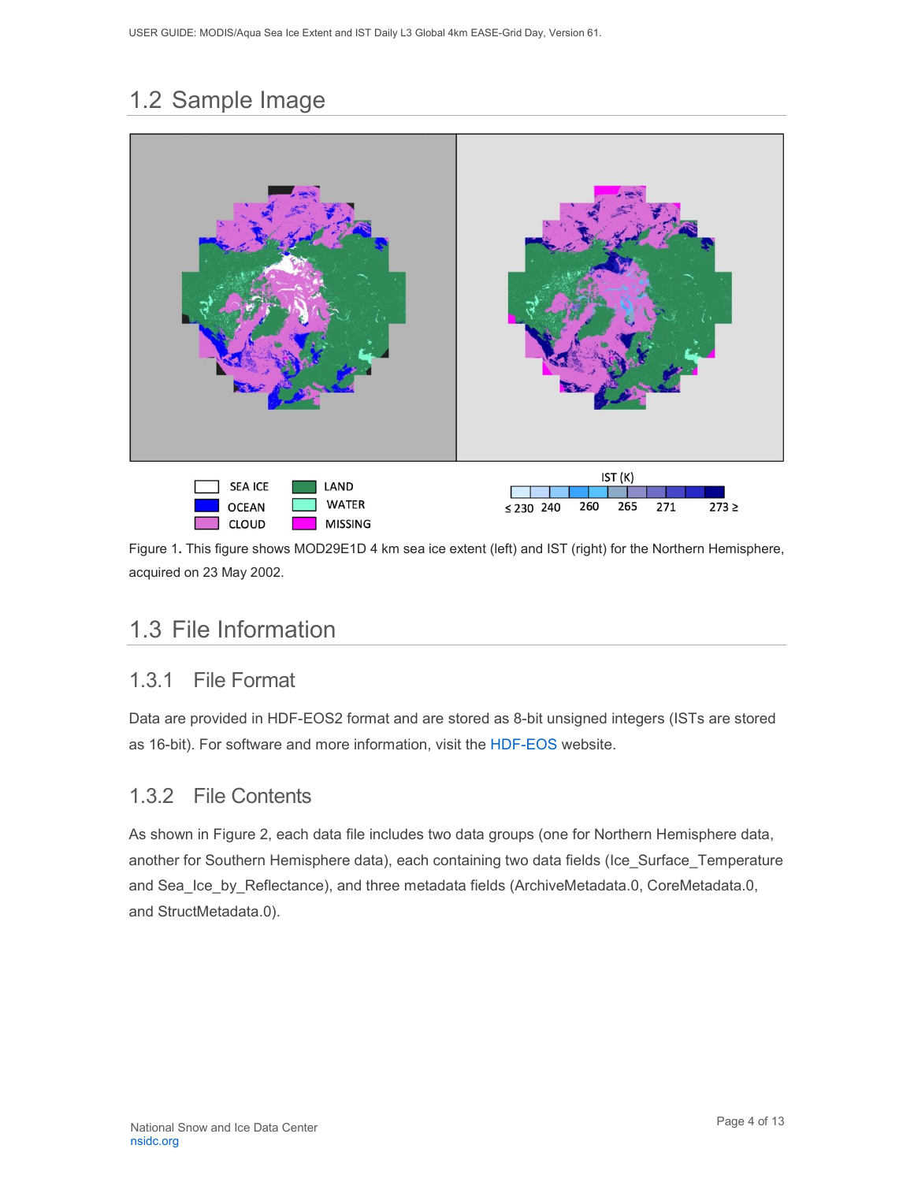## 1.2 Sample Image

Figure 1. This figure shows MOD29E1D 4 km sea ice extent (left) and IST (right) for the Northern Hemisphere, acquired on 23 May 2002.

## 1.3 File Information

### 1.3.1 File Format

Data are provided in HDF-EOS2 format and are stored as 8-bit unsigned integers (ISTs are stored as 16-bit). For software and more information, visit the HDF-EOS website.

### 1.3.2 File Contents

As shown in Figure 2, each data file includes two data groups (one for Northern Hemisphere data, another for Southern Hemisphere data), each containing two data fields (Ice_Surface_Temperature and Sea_Ice_by_Reflectance), and three metadata fields (ArchiveMetadata.0, CoreMetadata.0, and StructMetadata.0).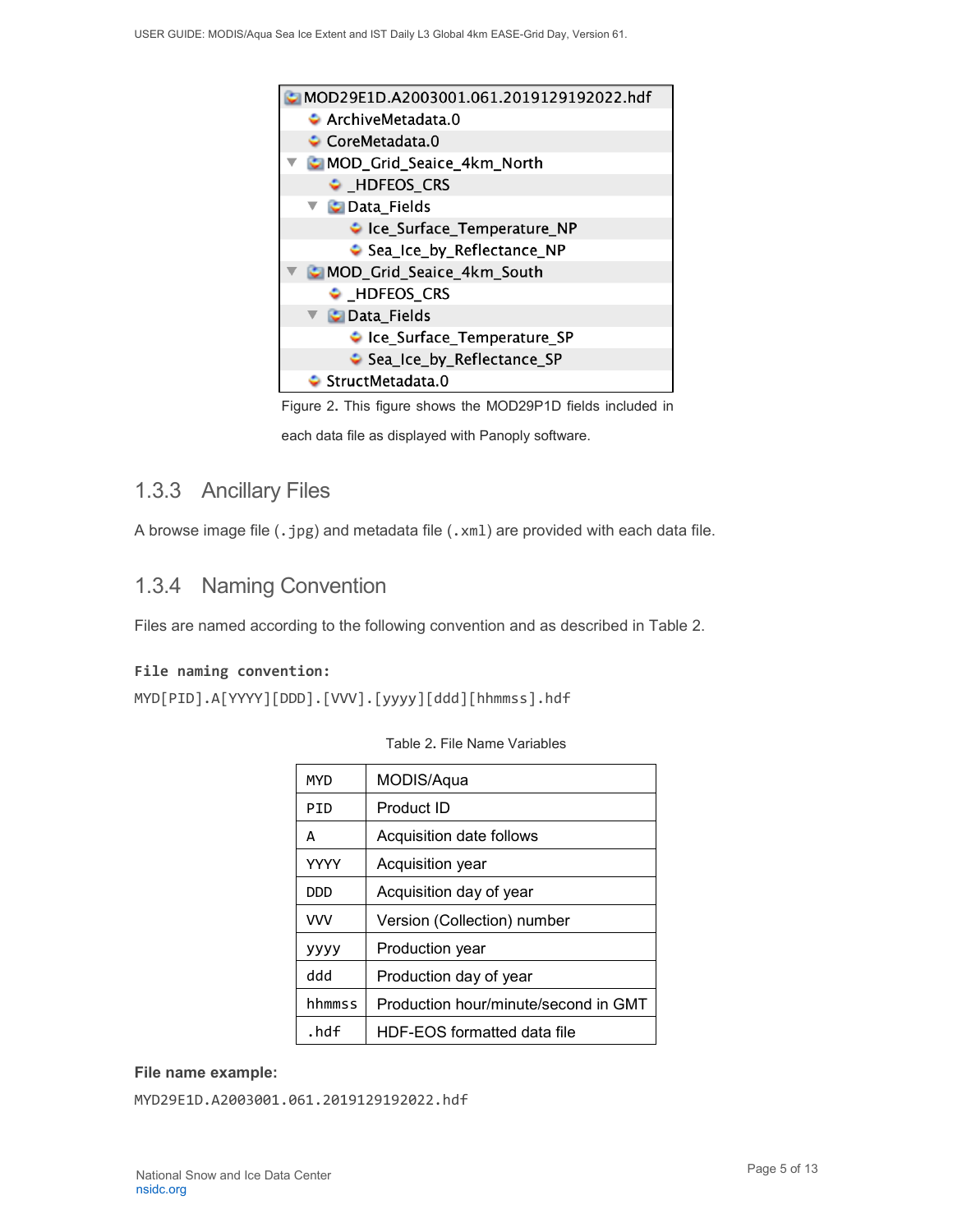```
MOD29E1D.A2003001.061.2019129192022.hdf
    ArchiveMetadata.0
    CoreMetadata.0
  ▼ MOD_Grid_Seaice_4km_North
      _HDFEOS_CRS
    ▼ Data_Fields
        Ice_Surface_Temperature_NP
        Sea_Ice_by_Reflectance_NP
  ▼ MOD_Grid_Seaice_4km_South
      _HDFEOS_CRS
    ▼ Data_Fields
        Ice_Surface_Temperature_SP
        Sea_Ice_by_Reflectance_SP
    StructMetadata.0
```

Figure 2. This figure shows the MOD29P1D fields included in each data file as displayed with Panoply software.

### 1.3.3 Ancillary Files

A browse image file (`.jpg`) and metadata file (`.xml`) are provided with each data file.

### 1.3.4 Naming Convention

Files are named according to the following convention and as described in Table 2.

**File naming convention:**

`MYD[PID].A[YYYY][DDD].[VVV].[yyyy][ddd][hhmmss].hdf`

Table 2. File Name Variables

| | |
|---|---|
| `MYD` | MODIS/Aqua |
| `PID` | Product ID |
| `A` | Acquisition date follows |
| `YYYY` | Acquisition year |
| `DDD` | Acquisition day of year |
| `VVV` | Version (Collection) number |
| `yyyy` | Production year |
| `ddd` | Production day of year |
| `hhmmss` | Production hour/minute/second in GMT |
| `.hdf` | HDF-EOS formatted data file |

**File name example:**

`MYD29E1D.A2003001.061.2019129192022.hdf`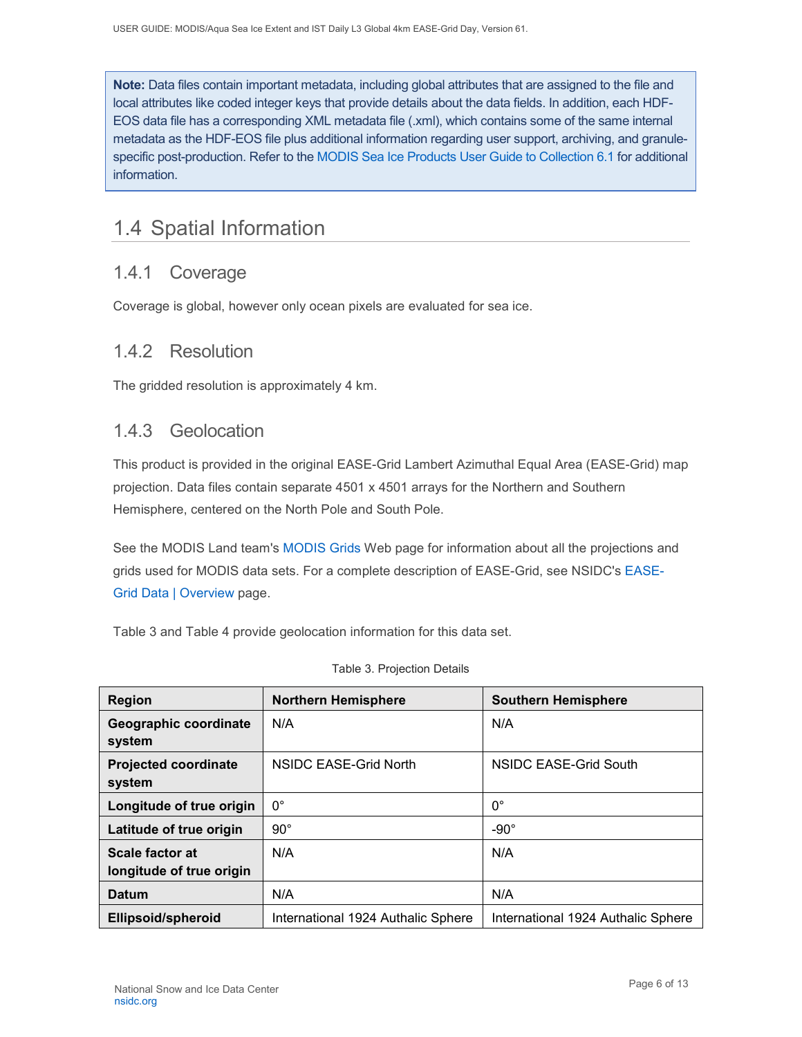**Note:** Data files contain important metadata, including global attributes that are assigned to the file and local attributes like coded integer keys that provide details about the data fields. In addition, each HDF-EOS data file has a corresponding XML metadata file (.xml), which contains some of the same internal metadata as the HDF-EOS file plus additional information regarding user support, archiving, and granule-specific post-production. Refer to the MODIS Sea Ice Products User Guide to Collection 6.1 for additional information.

## 1.4 Spatial Information

### 1.4.1 Coverage

Coverage is global, however only ocean pixels are evaluated for sea ice.

### 1.4.2 Resolution

The gridded resolution is approximately 4 km.

### 1.4.3 Geolocation

This product is provided in the original EASE-Grid Lambert Azimuthal Equal Area (EASE-Grid) map projection. Data files contain separate 4501 x 4501 arrays for the Northern and Southern Hemisphere, centered on the North Pole and South Pole.

See the MODIS Land team's MODIS Grids Web page for information about all the projections and grids used for MODIS data sets. For a complete description of EASE-Grid, see NSIDC's EASE-Grid Data | Overview page.

Table 3 and Table 4 provide geolocation information for this data set.

Table 3. Projection Details

| Region | Northern Hemisphere | Southern Hemisphere |
|---|---|---|
| Geographic coordinate system | N/A | N/A |
| Projected coordinate system | NSIDC EASE-Grid North | NSIDC EASE-Grid South |
| Longitude of true origin | 0° | 0° |
| Latitude of true origin | 90° | -90° |
| Scale factor at longitude of true origin | N/A | N/A |
| Datum | N/A | N/A |
| Ellipsoid/spheroid | International 1924 Authalic Sphere | International 1924 Authalic Sphere |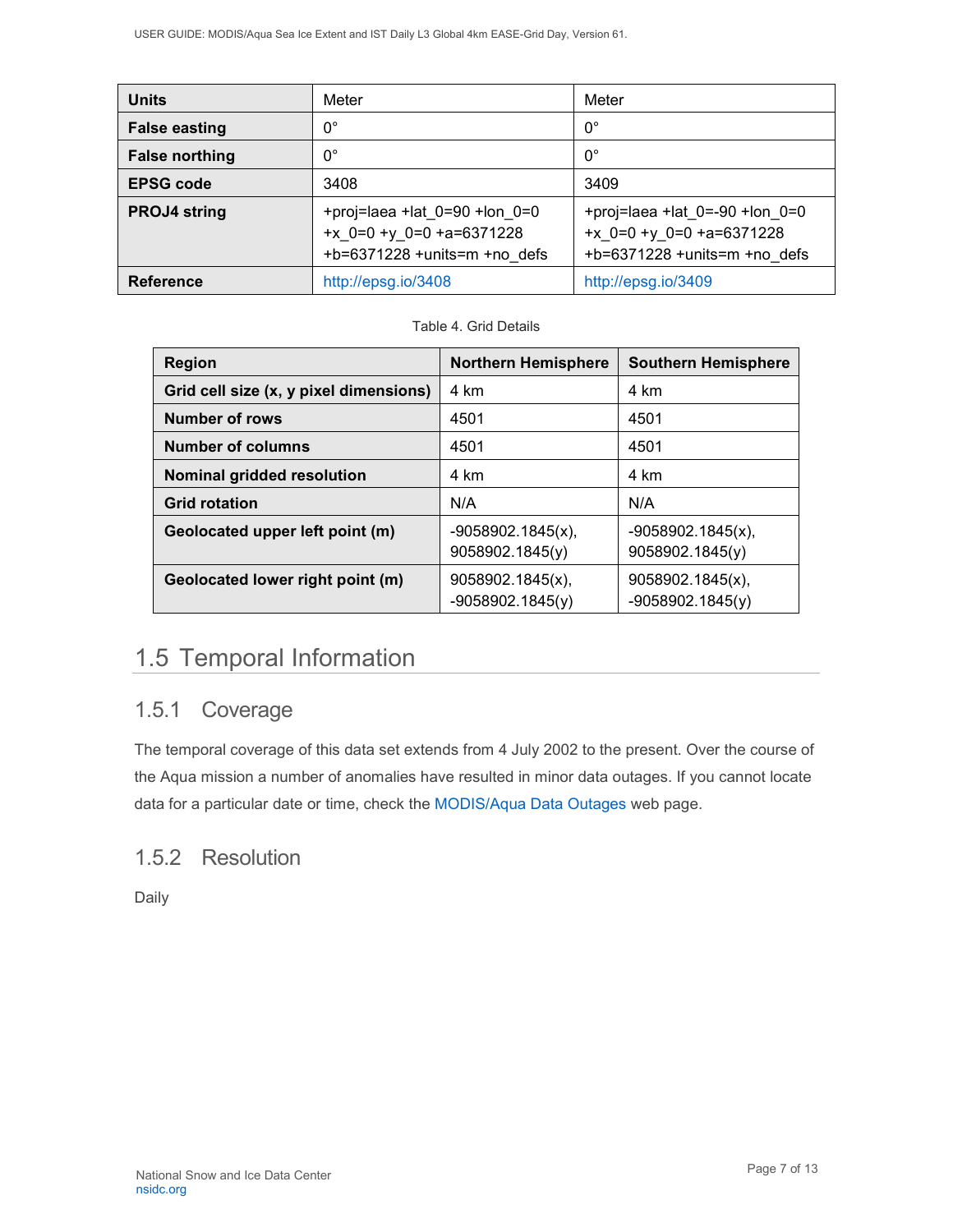| Units | Meter | Meter |
|---|---|---|
| False easting | 0° | 0° |
| False northing | 0° | 0° |
| EPSG code | 3408 | 3409 |
| PROJ4 string | +proj=laea +lat_0=90 +lon_0=0 +x_0=0 +y_0=0 +a=6371228 +b=6371228 +units=m +no_defs | +proj=laea +lat_0=-90 +lon_0=0 +x_0=0 +y_0=0 +a=6371228 +b=6371228 +units=m +no_defs |
| Reference | http://epsg.io/3408 | http://epsg.io/3409 |

Table 4. Grid Details

| Region | Northern Hemisphere | Southern Hemisphere |
|---|---|---|
| Grid cell size (x, y pixel dimensions) | 4 km | 4 km |
| Number of rows | 4501 | 4501 |
| Number of columns | 4501 | 4501 |
| Nominal gridded resolution | 4 km | 4 km |
| Grid rotation | N/A | N/A |
| Geolocated upper left point (m) | -9058902.1845(x), 9058902.1845(y) | -9058902.1845(x), 9058902.1845(y) |
| Geolocated lower right point (m) | 9058902.1845(x), -9058902.1845(y) | 9058902.1845(x), -9058902.1845(y) |

## 1.5 Temporal Information

### 1.5.1 Coverage

The temporal coverage of this data set extends from 4 July 2002 to the present. Over the course of the Aqua mission a number of anomalies have resulted in minor data outages. If you cannot locate data for a particular date or time, check the MODIS/Aqua Data Outages web page.

### 1.5.2 Resolution

Daily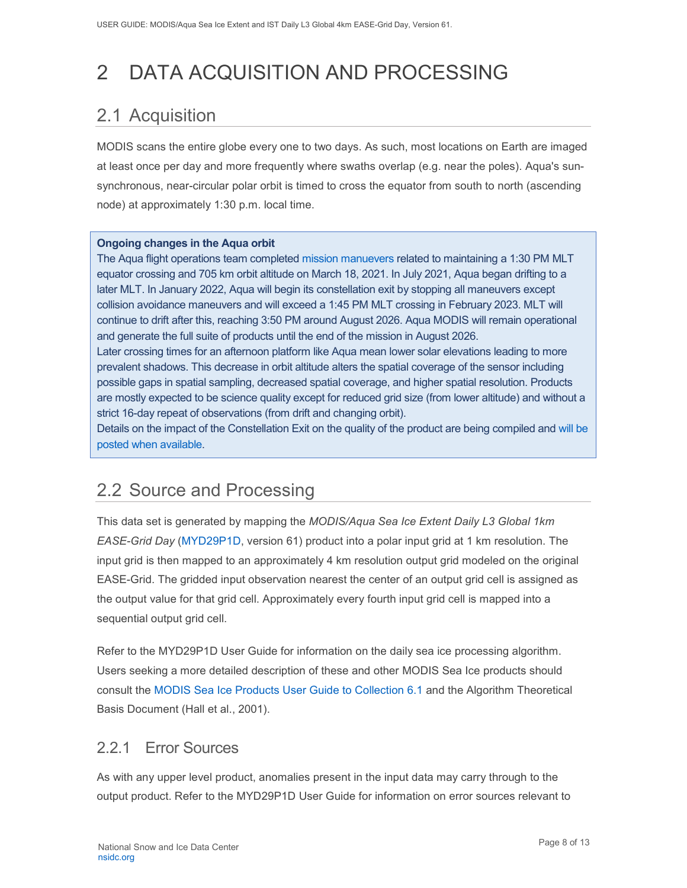# 2 DATA ACQUISITION AND PROCESSING

## 2.1 Acquisition

MODIS scans the entire globe every one to two days. As such, most locations on Earth are imaged at least once per day and more frequently where swaths overlap (e.g. near the poles). Aqua's sun-synchronous, near-circular polar orbit is timed to cross the equator from south to north (ascending node) at approximately 1:30 p.m. local time.

> **Ongoing changes in the Aqua orbit**
>
> The Aqua flight operations team completed mission manuevers related to maintaining a 1:30 PM MLT equator crossing and 705 km orbit altitude on March 18, 2021. In July 2021, Aqua began drifting to a later MLT. In January 2022, Aqua will begin its constellation exit by stopping all maneuvers except collision avoidance maneuvers and will exceed a 1:45 PM MLT crossing in February 2023. MLT will continue to drift after this, reaching 3:50 PM around August 2026. Aqua MODIS will remain operational and generate the full suite of products until the end of the mission in August 2026.
>
> Later crossing times for an afternoon platform like Aqua mean lower solar elevations leading to more prevalent shadows. This decrease in orbit altitude alters the spatial coverage of the sensor including possible gaps in spatial sampling, decreased spatial coverage, and higher spatial resolution. Products are mostly expected to be science quality except for reduced grid size (from lower altitude) and without a strict 16-day repeat of observations (from drift and changing orbit).
>
> Details on the impact of the Constellation Exit on the quality of the product are being compiled and will be posted when available.

## 2.2 Source and Processing

This data set is generated by mapping the *MODIS/Aqua Sea Ice Extent Daily L3 Global 1km EASE-Grid Day* (MYD29P1D, version 61) product into a polar input grid at 1 km resolution. The input grid is then mapped to an approximately 4 km resolution output grid modeled on the original EASE-Grid. The gridded input observation nearest the center of an output grid cell is assigned as the output value for that grid cell. Approximately every fourth input grid cell is mapped into a sequential output grid cell.

Refer to the MYD29P1D User Guide for information on the daily sea ice processing algorithm. Users seeking a more detailed description of these and other MODIS Sea Ice products should consult the MODIS Sea Ice Products User Guide to Collection 6.1 and the Algorithm Theoretical Basis Document (Hall et al., 2001).

### 2.2.1 Error Sources

As with any upper level product, anomalies present in the input data may carry through to the output product. Refer to the MYD29P1D User Guide for information on error sources relevant to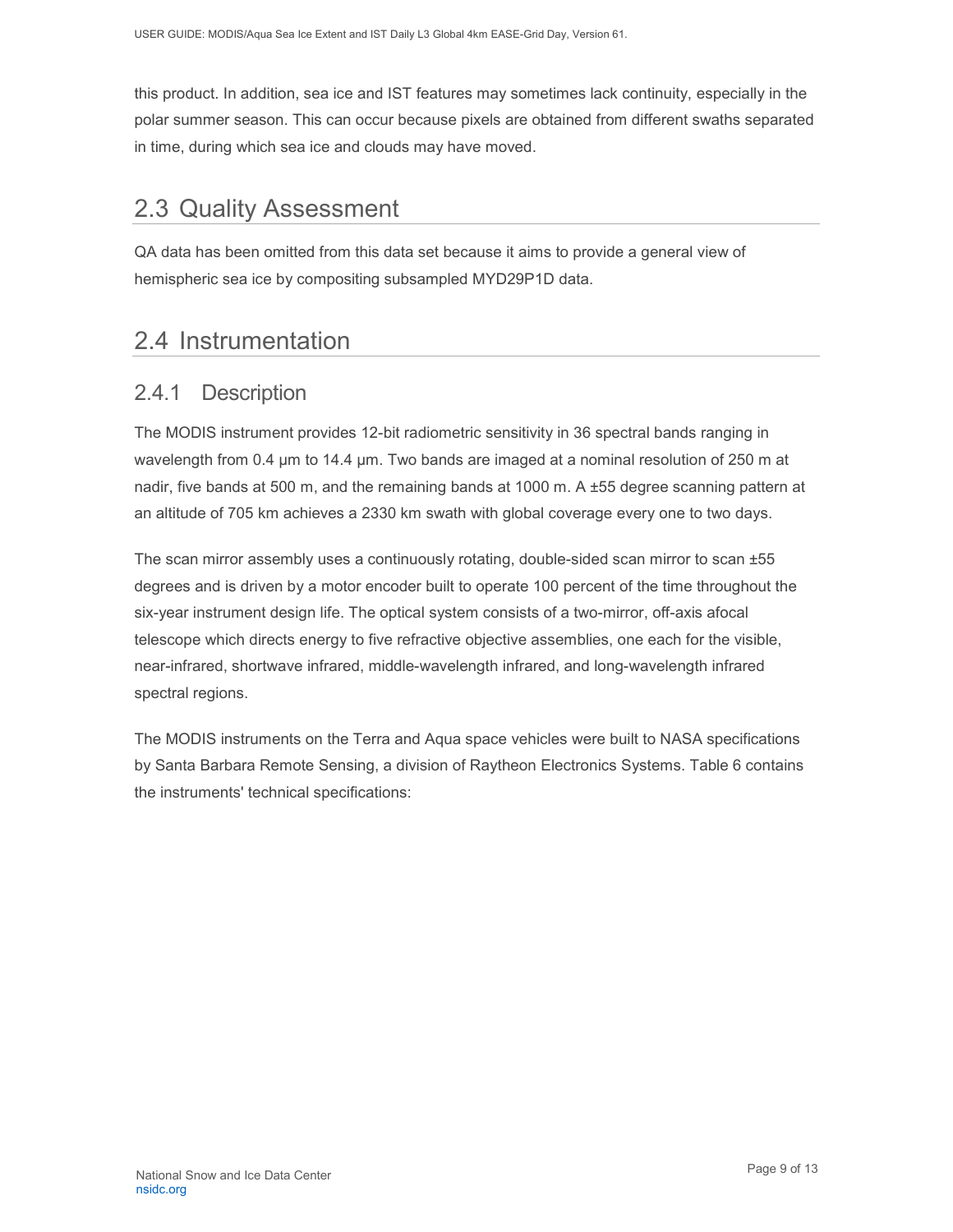this product. In addition, sea ice and IST features may sometimes lack continuity, especially in the polar summer season. This can occur because pixels are obtained from different swaths separated in time, during which sea ice and clouds may have moved.

## 2.3 Quality Assessment

QA data has been omitted from this data set because it aims to provide a general view of hemispheric sea ice by compositing subsampled MYD29P1D data.

## 2.4 Instrumentation

### 2.4.1 Description

The MODIS instrument provides 12-bit radiometric sensitivity in 36 spectral bands ranging in wavelength from 0.4 µm to 14.4 µm. Two bands are imaged at a nominal resolution of 250 m at nadir, five bands at 500 m, and the remaining bands at 1000 m. A ±55 degree scanning pattern at an altitude of 705 km achieves a 2330 km swath with global coverage every one to two days.

The scan mirror assembly uses a continuously rotating, double-sided scan mirror to scan ±55 degrees and is driven by a motor encoder built to operate 100 percent of the time throughout the six-year instrument design life. The optical system consists of a two-mirror, off-axis afocal telescope which directs energy to five refractive objective assemblies, one each for the visible, near-infrared, shortwave infrared, middle-wavelength infrared, and long-wavelength infrared spectral regions.

The MODIS instruments on the Terra and Aqua space vehicles were built to NASA specifications by Santa Barbara Remote Sensing, a division of Raytheon Electronics Systems. Table 6 contains the instruments' technical specifications: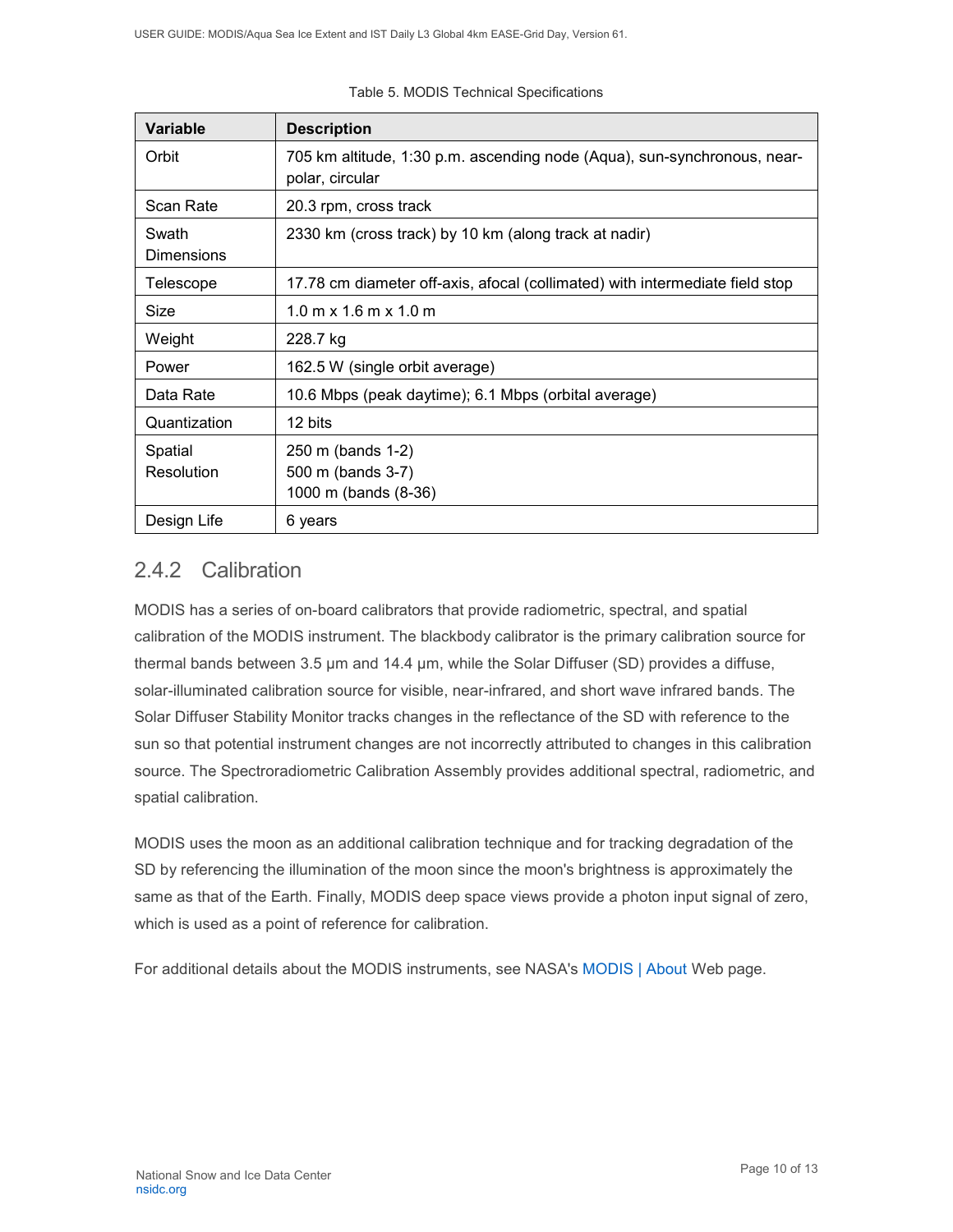Table 5. MODIS Technical Specifications

| Variable | Description |
| --- | --- |
| Orbit | 705 km altitude, 1:30 p.m. ascending node (Aqua), sun-synchronous, near-polar, circular |
| Scan Rate | 20.3 rpm, cross track |
| Swath Dimensions | 2330 km (cross track) by 10 km (along track at nadir) |
| Telescope | 17.78 cm diameter off-axis, afocal (collimated) with intermediate field stop |
| Size | 1.0 m x 1.6 m x 1.0 m |
| Weight | 228.7 kg |
| Power | 162.5 W (single orbit average) |
| Data Rate | 10.6 Mbps (peak daytime); 6.1 Mbps (orbital average) |
| Quantization | 12 bits |
| Spatial Resolution | 250 m (bands 1-2)<br>500 m (bands 3-7)<br>1000 m (bands (8-36) |
| Design Life | 6 years |

### 2.4.2 Calibration

MODIS has a series of on-board calibrators that provide radiometric, spectral, and spatial calibration of the MODIS instrument. The blackbody calibrator is the primary calibration source for thermal bands between 3.5 µm and 14.4 µm, while the Solar Diffuser (SD) provides a diffuse, solar-illuminated calibration source for visible, near-infrared, and short wave infrared bands. The Solar Diffuser Stability Monitor tracks changes in the reflectance of the SD with reference to the sun so that potential instrument changes are not incorrectly attributed to changes in this calibration source. The Spectroradiometric Calibration Assembly provides additional spectral, radiometric, and spatial calibration.

MODIS uses the moon as an additional calibration technique and for tracking degradation of the SD by referencing the illumination of the moon since the moon's brightness is approximately the same as that of the Earth. Finally, MODIS deep space views provide a photon input signal of zero, which is used as a point of reference for calibration.

For additional details about the MODIS instruments, see NASA's MODIS | About Web page.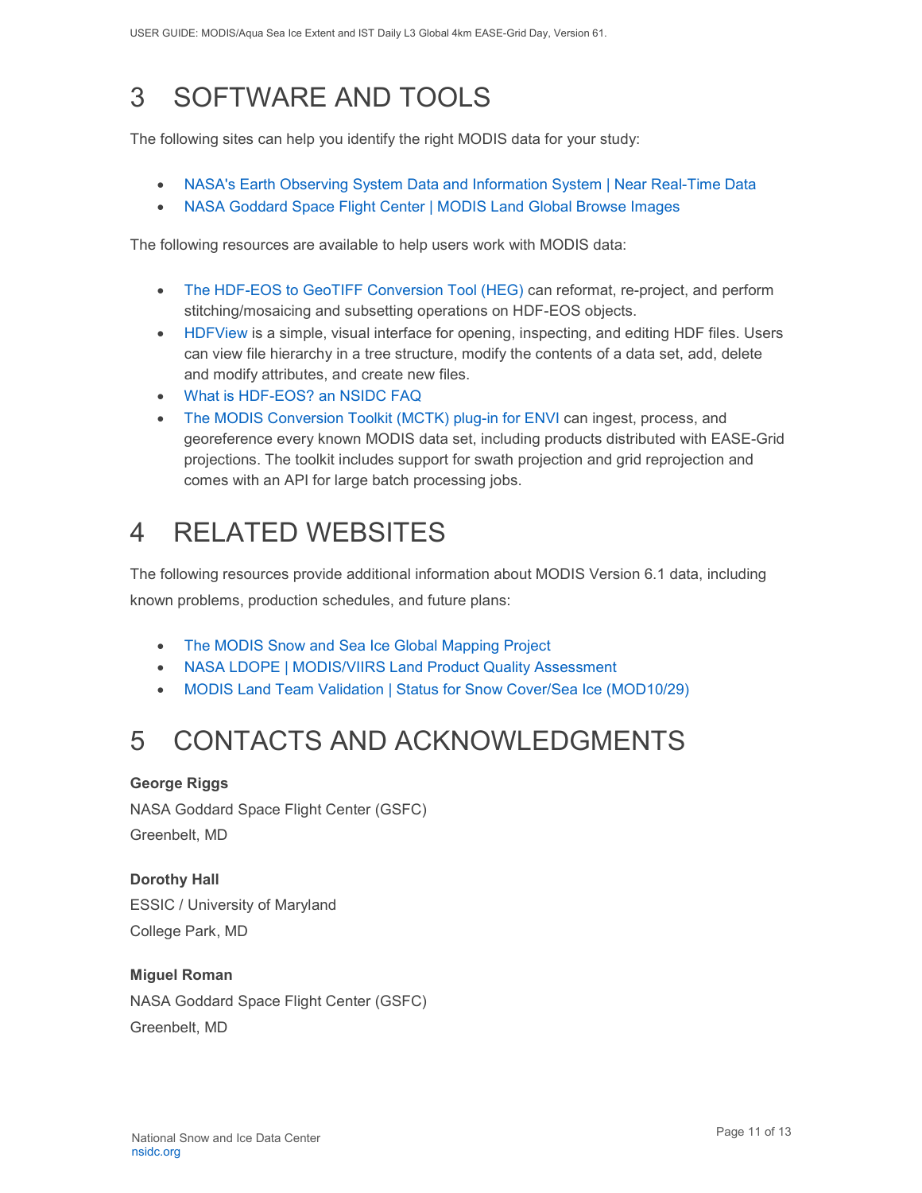# 3 SOFTWARE AND TOOLS

The following sites can help you identify the right MODIS data for your study:

- NASA's Earth Observing System Data and Information System | Near Real-Time Data
- NASA Goddard Space Flight Center | MODIS Land Global Browse Images

The following resources are available to help users work with MODIS data:

- The HDF-EOS to GeoTIFF Conversion Tool (HEG) can reformat, re-project, and perform stitching/mosaicing and subsetting operations on HDF-EOS objects.
- HDFView is a simple, visual interface for opening, inspecting, and editing HDF files. Users can view file hierarchy in a tree structure, modify the contents of a data set, add, delete and modify attributes, and create new files.
- What is HDF-EOS? an NSIDC FAQ
- The MODIS Conversion Toolkit (MCTK) plug-in for ENVI can ingest, process, and georeference every known MODIS data set, including products distributed with EASE-Grid projections. The toolkit includes support for swath projection and grid reprojection and comes with an API for large batch processing jobs.

# 4 RELATED WEBSITES

The following resources provide additional information about MODIS Version 6.1 data, including known problems, production schedules, and future plans:

- The MODIS Snow and Sea Ice Global Mapping Project
- NASA LDOPE | MODIS/VIIRS Land Product Quality Assessment
- MODIS Land Team Validation | Status for Snow Cover/Sea Ice (MOD10/29)

# 5 CONTACTS AND ACKNOWLEDGMENTS

**George Riggs**
NASA Goddard Space Flight Center (GSFC)
Greenbelt, MD

**Dorothy Hall**
ESSIC / University of Maryland
College Park, MD

**Miguel Roman**
NASA Goddard Space Flight Center (GSFC)
Greenbelt, MD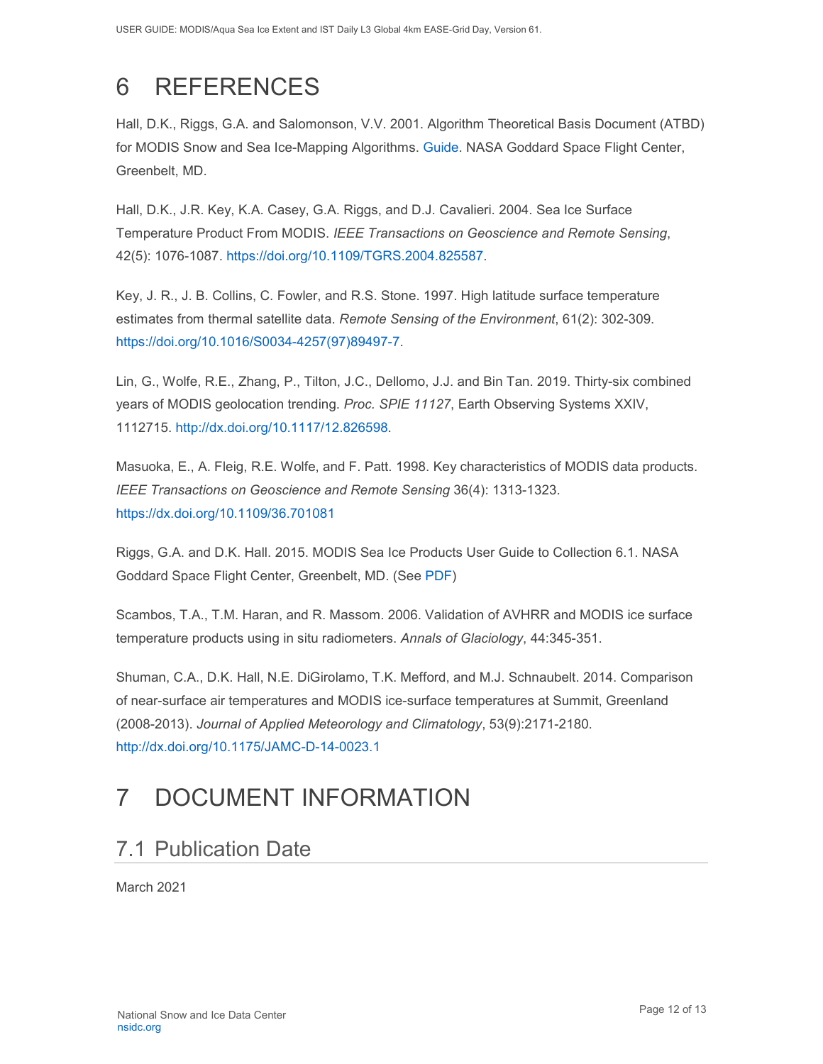# 6 REFERENCES

Hall, D.K., Riggs, G.A. and Salomonson, V.V. 2001. Algorithm Theoretical Basis Document (ATBD) for MODIS Snow and Sea Ice-Mapping Algorithms. Guide. NASA Goddard Space Flight Center, Greenbelt, MD.

Hall, D.K., J.R. Key, K.A. Casey, G.A. Riggs, and D.J. Cavalieri. 2004. Sea Ice Surface Temperature Product From MODIS. *IEEE Transactions on Geoscience and Remote Sensing*, 42(5): 1076-1087. https://doi.org/10.1109/TGRS.2004.825587.

Key, J. R., J. B. Collins, C. Fowler, and R.S. Stone. 1997. High latitude surface temperature estimates from thermal satellite data. *Remote Sensing of the Environment*, 61(2): 302-309. https://doi.org/10.1016/S0034-4257(97)89497-7.

Lin, G., Wolfe, R.E., Zhang, P., Tilton, J.C., Dellomo, J.J. and Bin Tan. 2019. Thirty-six combined years of MODIS geolocation trending. *Proc. SPIE 11127*, Earth Observing Systems XXIV, 1112715. http://dx.doi.org/10.1117/12.826598.

Masuoka, E., A. Fleig, R.E. Wolfe, and F. Patt. 1998. Key characteristics of MODIS data products. *IEEE Transactions on Geoscience and Remote Sensing* 36(4): 1313-1323. https://dx.doi.org/10.1109/36.701081

Riggs, G.A. and D.K. Hall. 2015. MODIS Sea Ice Products User Guide to Collection 6.1. NASA Goddard Space Flight Center, Greenbelt, MD. (See PDF)

Scambos, T.A., T.M. Haran, and R. Massom. 2006. Validation of AVHRR and MODIS ice surface temperature products using in situ radiometers. *Annals of Glaciology*, 44:345-351.

Shuman, C.A., D.K. Hall, N.E. DiGirolamo, T.K. Mefford, and M.J. Schnaubelt. 2014. Comparison of near-surface air temperatures and MODIS ice-surface temperatures at Summit, Greenland (2008-2013). *Journal of Applied Meteorology and Climatology*, 53(9):2171-2180. http://dx.doi.org/10.1175/JAMC-D-14-0023.1

# 7 DOCUMENT INFORMATION

## 7.1 Publication Date

March 2021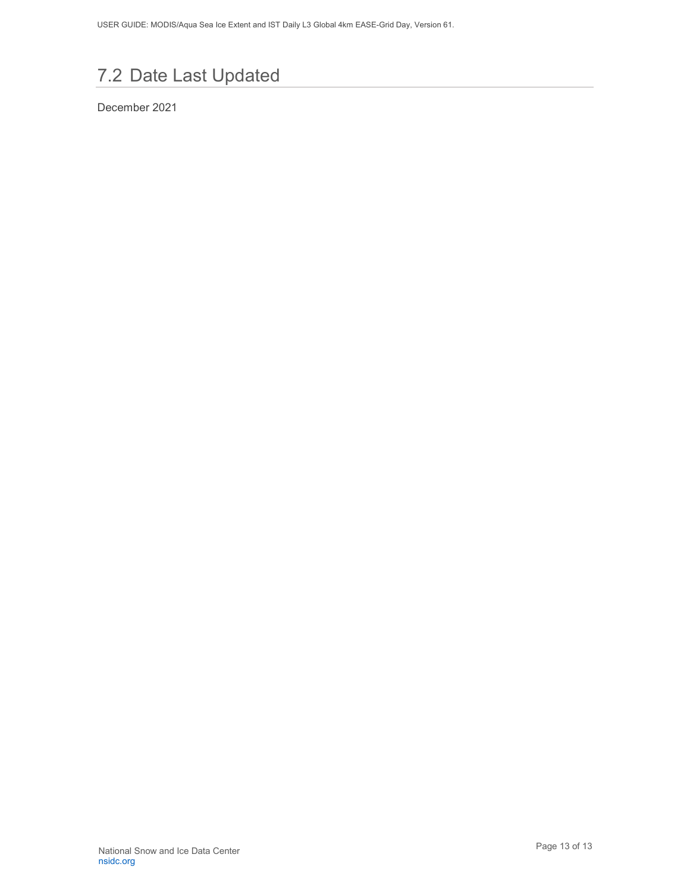## 7.2 Date Last Updated

December 2021